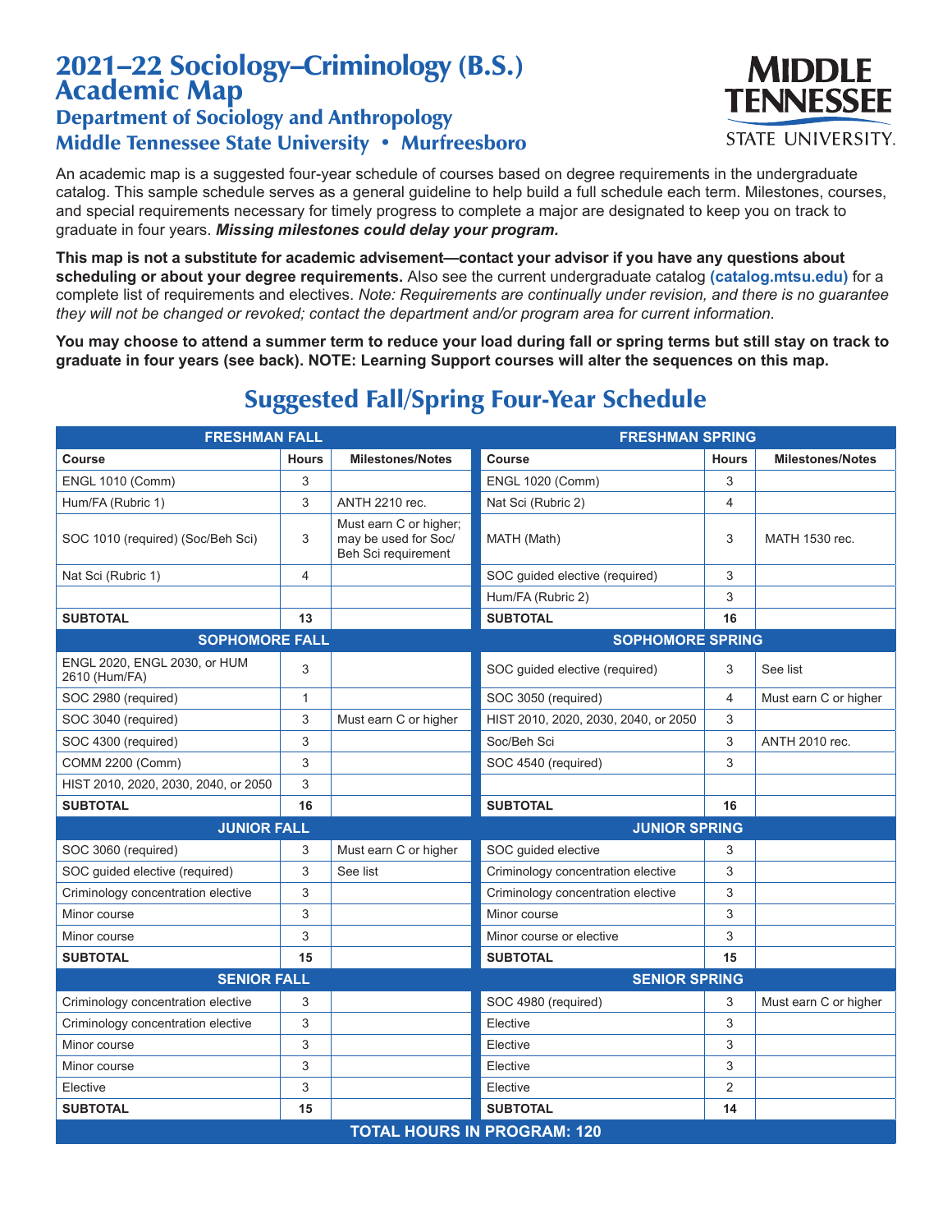# 2021–22 Sociology–Criminology (B.S.) Academic Map

## Department of Sociology and Anthropology

## Middle Tennessee State University • Murfreesboro

MIDDLE TENNESSEE STATE UNIVERSITY.

An academic map is a suggested four-year schedule of courses based on degree requirements in the undergraduate catalog. This sample schedule serves as a general guideline to help build a full schedule each term. Milestones, courses, and special requirements necessary for timely progress to complete a major are designated to keep you on track to graduate in four years. ***Missing milestones could delay your program.***

**This map is not a substitute for academic advisement—contact your advisor if you have any questions about scheduling or about your degree requirements.** Also see the current undergraduate catalog **(catalog.mtsu.edu)** for a complete list of requirements and electives. *Note: Requirements are continually under revision, and there is no guarantee they will not be changed or revoked; contact the department and/or program area for current information.*

**You may choose to attend a summer term to reduce your load during fall or spring terms but still stay on track to graduate in four years (see back). NOTE: Learning Support courses will alter the sequences on this map.**

## Suggested Fall/Spring Four-Year Schedule

| FRESHMAN FALL | | | FRESHMAN SPRING | | |
|---|---|---|---|---|---|
| **Course** | **Hours** | **Milestones/Notes** | **Course** | **Hours** | **Milestones/Notes** |
| ENGL 1010 (Comm) | 3 | | ENGL 1020 (Comm) | 3 | |
| Hum/FA (Rubric 1) | 3 | ANTH 2210 rec. | Nat Sci (Rubric 2) | 4 | |
| SOC 1010 (required) (Soc/Beh Sci) | 3 | Must earn C or higher; may be used for Soc/Beh Sci requirement | MATH (Math) | 3 | MATH 1530 rec. |
| Nat Sci (Rubric 1) | 4 | | SOC guided elective (required) | 3 | |
| | | | Hum/FA (Rubric 2) | 3 | |
| **SUBTOTAL** | **13** | | **SUBTOTAL** | **16** | |
| **SOPHOMORE FALL** | | | **SOPHOMORE SPRING** | | |
| ENGL 2020, ENGL 2030, or HUM 2610 (Hum/FA) | 3 | | SOC guided elective (required) | 3 | See list |
| SOC 2980 (required) | 1 | | SOC 3050 (required) | 4 | Must earn C or higher |
| SOC 3040 (required) | 3 | Must earn C or higher | HIST 2010, 2020, 2030, 2040, or 2050 | 3 | |
| SOC 4300 (required) | 3 | | Soc/Beh Sci | 3 | ANTH 2010 rec. |
| COMM 2200 (Comm) | 3 | | SOC 4540 (required) | 3 | |
| HIST 2010, 2020, 2030, 2040, or 2050 | 3 | | | | |
| **SUBTOTAL** | **16** | | **SUBTOTAL** | **16** | |
| **JUNIOR FALL** | | | **JUNIOR SPRING** | | |
| SOC 3060 (required) | 3 | Must earn C or higher | SOC guided elective | 3 | |
| SOC guided elective (required) | 3 | See list | Criminology concentration elective | 3 | |
| Criminology concentration elective | 3 | | Criminology concentration elective | 3 | |
| Minor course | 3 | | Minor course | 3 | |
| Minor course | 3 | | Minor course or elective | 3 | |
| **SUBTOTAL** | **15** | | **SUBTOTAL** | **15** | |
| **SENIOR FALL** | | | **SENIOR SPRING** | | |
| Criminology concentration elective | 3 | | SOC 4980 (required) | 3 | Must earn C or higher |
| Criminology concentration elective | 3 | | Elective | 3 | |
| Minor course | 3 | | Elective | 3 | |
| Minor course | 3 | | Elective | 3 | |
| Elective | 3 | | Elective | 2 | |
| **SUBTOTAL** | **15** | | **SUBTOTAL** | **14** | |
| **TOTAL HOURS IN PROGRAM: 120** | | | | | |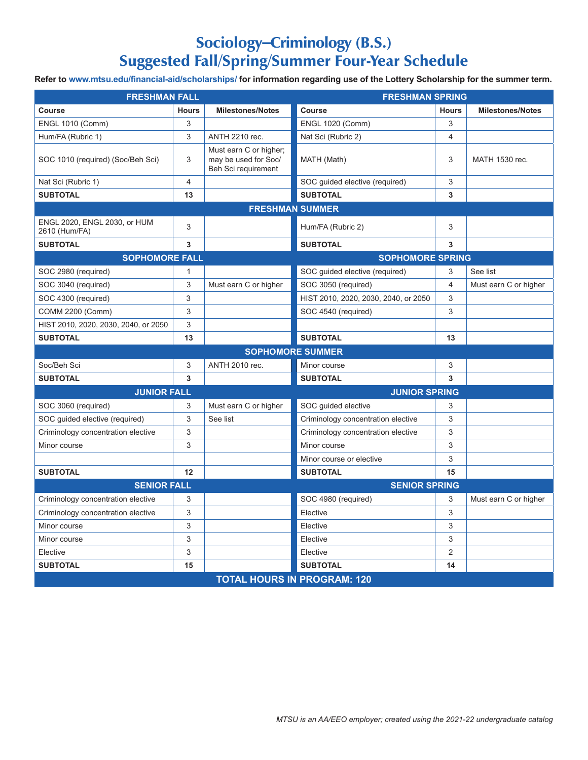# Sociology–Criminology (B.S.)
# Suggested Fall/Spring/Summer Four-Year Schedule

**Refer to www.mtsu.edu/financial-aid/scholarships/ for information regarding use of the Lottery Scholarship for the summer term.**

| FRESHMAN FALL | | | FRESHMAN SPRING | | |
|---|---|---|---|---|---|
| **Course** | **Hours** | **Milestones/Notes** | **Course** | **Hours** | **Milestones/Notes** |
| ENGL 1010 (Comm) | 3 | | ENGL 1020 (Comm) | 3 | |
| Hum/FA (Rubric 1) | 3 | ANTH 2210 rec. | Nat Sci (Rubric 2) | 4 | |
| SOC 1010 (required) (Soc/Beh Sci) | 3 | Must earn C or higher; may be used for Soc/ Beh Sci requirement | MATH (Math) | 3 | MATH 1530 rec. |
| Nat Sci (Rubric 1) | 4 | | SOC guided elective (required) | 3 | |
| **SUBTOTAL** | **13** | | **SUBTOTAL** | **3** | |
| **FRESHMAN SUMMER** | | | | | |
| ENGL 2020, ENGL 2030, or HUM 2610 (Hum/FA) | 3 | | Hum/FA (Rubric 2) | 3 | |
| **SUBTOTAL** | **3** | | **SUBTOTAL** | **3** | |
| **SOPHOMORE FALL** | | | **SOPHOMORE SPRING** | | |
| SOC 2980 (required) | 1 | | SOC guided elective (required) | 3 | See list |
| SOC 3040 (required) | 3 | Must earn C or higher | SOC 3050 (required) | 4 | Must earn C or higher |
| SOC 4300 (required) | 3 | | HIST 2010, 2020, 2030, 2040, or 2050 | 3 | |
| COMM 2200 (Comm) | 3 | | SOC 4540 (required) | 3 | |
| HIST 2010, 2020, 2030, 2040, or 2050 | 3 | | | | |
| **SUBTOTAL** | **13** | | **SUBTOTAL** | **13** | |
| **SOPHOMORE SUMMER** | | | | | |
| Soc/Beh Sci | 3 | ANTH 2010 rec. | Minor course | 3 | |
| **SUBTOTAL** | **3** | | **SUBTOTAL** | **3** | |
| **JUNIOR FALL** | | | **JUNIOR SPRING** | | |
| SOC 3060 (required) | 3 | Must earn C or higher | SOC guided elective | 3 | |
| SOC guided elective (required) | 3 | See list | Criminology concentration elective | 3 | |
| Criminology concentration elective | 3 | | Criminology concentration elective | 3 | |
| Minor course | 3 | | Minor course | 3 | |
| | | | Minor course or elective | 3 | |
| **SUBTOTAL** | **12** | | **SUBTOTAL** | **15** | |
| **SENIOR FALL** | | | **SENIOR SPRING** | | |
| Criminology concentration elective | 3 | | SOC 4980 (required) | 3 | Must earn C or higher |
| Criminology concentration elective | 3 | | Elective | 3 | |
| Minor course | 3 | | Elective | 3 | |
| Minor course | 3 | | Elective | 3 | |
| Elective | 3 | | Elective | 2 | |
| **SUBTOTAL** | **15** | | **SUBTOTAL** | **14** | |
| **TOTAL HOURS IN PROGRAM: 120** | | | | | |

*MTSU is an AA/EEO employer; created using the 2021-22 undergraduate catalog*